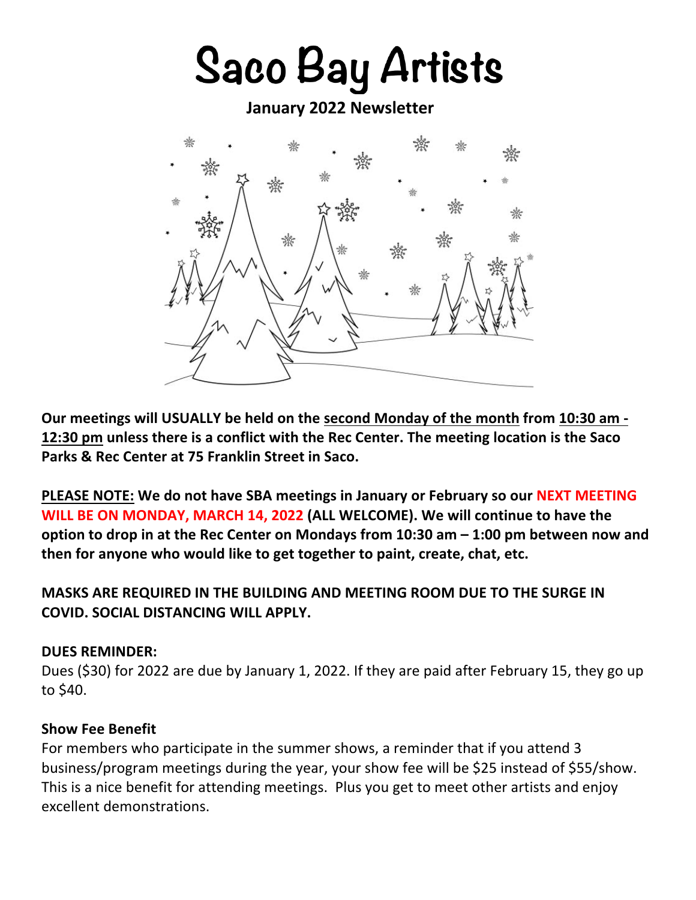# Saco Bay Artists

**January 2022 Newsletter**

**Our meetings will USUALLY be held on the second Monday of the month from 10:30 am - 12:30 pm unless there is a conflict with the Rec Center. The meeting location is the Saco Parks & Rec Center at 75 Franklin Street in Saco.**

**PLEASE NOTE: We do not have SBA meetings in January or February so our NEXT MEETING WILL BE ON MONDAY, MARCH 14, 2022 (ALL WELCOME). We will continue to have the option to drop in at the Rec Center on Mondays from 10:30 am – 1:00 pm between now and then for anyone who would like to get together to paint, create, chat, etc.**

**MASKS ARE REQUIRED IN THE BUILDING AND MEETING ROOM DUE TO THE SURGE IN COVID. SOCIAL DISTANCING WILL APPLY.**

**DUES REMINDER:**

Dues ($30) for 2022 are due by January 1, 2022. If they are paid after February 15, they go up to $40.

**Show Fee Benefit**

For members who participate in the summer shows, a reminder that if you attend 3 business/program meetings during the year, your show fee will be $25 instead of $55/show. This is a nice benefit for attending meetings. Plus you get to meet other artists and enjoy excellent demonstrations.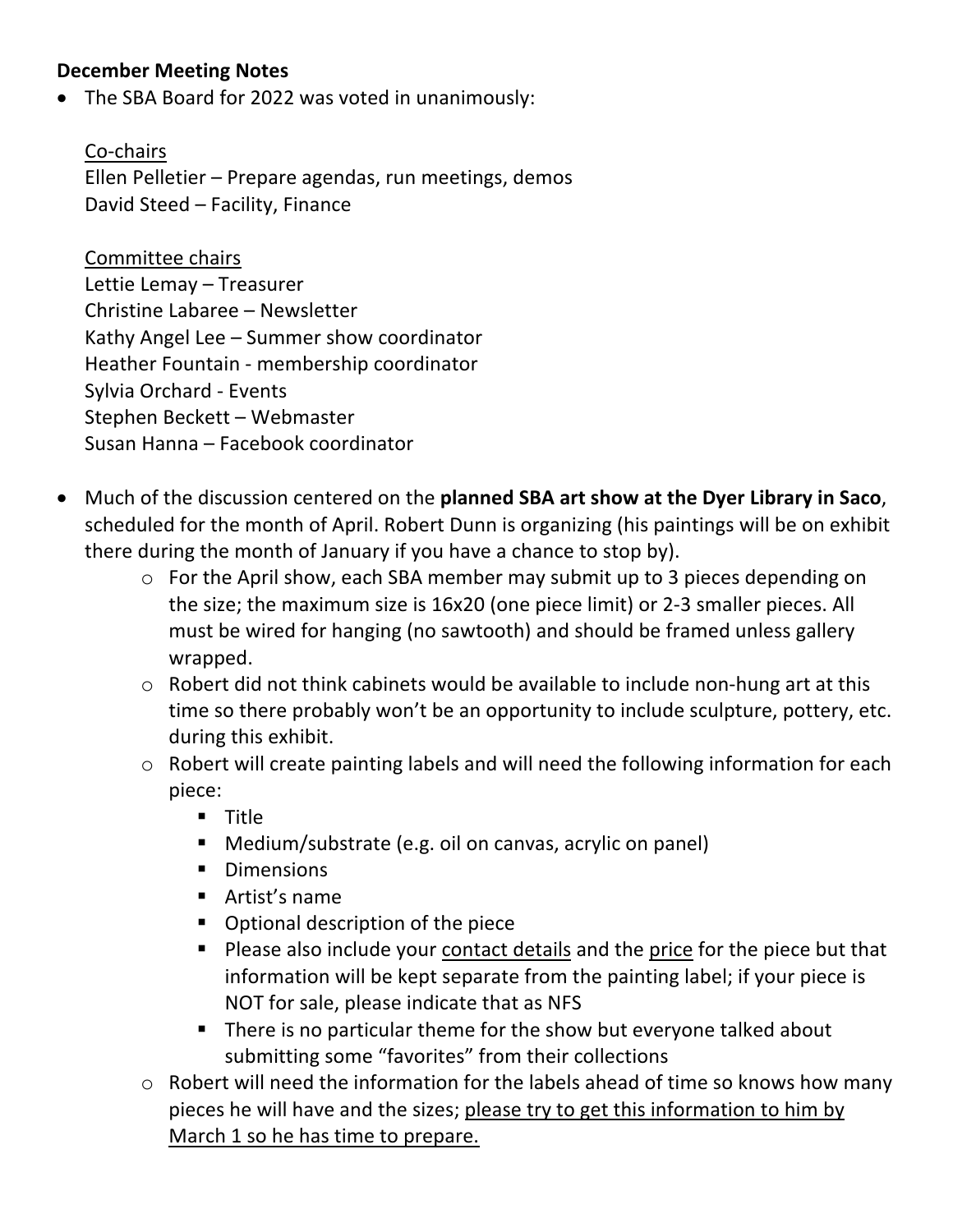**December Meeting Notes**

- The SBA Board for 2022 was voted in unanimously:

  <u>Co-chairs</u>
  Ellen Pelletier – Prepare agendas, run meetings, demos
  David Steed – Facility, Finance

  <u>Committee chairs</u>
  Lettie Lemay – Treasurer
  Christine Labaree – Newsletter
  Kathy Angel Lee – Summer show coordinator
  Heather Fountain - membership coordinator
  Sylvia Orchard - Events
  Stephen Beckett – Webmaster
  Susan Hanna – Facebook coordinator

- Much of the discussion centered on the **planned SBA art show at the Dyer Library in Saco**, scheduled for the month of April. Robert Dunn is organizing (his paintings will be on exhibit there during the month of January if you have a chance to stop by).
  - For the April show, each SBA member may submit up to 3 pieces depending on the size; the maximum size is 16x20 (one piece limit) or 2-3 smaller pieces. All must be wired for hanging (no sawtooth) and should be framed unless gallery wrapped.
  - Robert did not think cabinets would be available to include non-hung art at this time so there probably won't be an opportunity to include sculpture, pottery, etc. during this exhibit.
  - Robert will create painting labels and will need the following information for each piece:
    - Title
    - Medium/substrate (e.g. oil on canvas, acrylic on panel)
    - Dimensions
    - Artist's name
    - Optional description of the piece
    - Please also include your <u>contact details</u> and the <u>price</u> for the piece but that information will be kept separate from the painting label; if your piece is NOT for sale, please indicate that as NFS
    - There is no particular theme for the show but everyone talked about submitting some "favorites" from their collections
  - Robert will need the information for the labels ahead of time so knows how many pieces he will have and the sizes; <u>please try to get this information to him by March 1 so he has time to prepare.</u>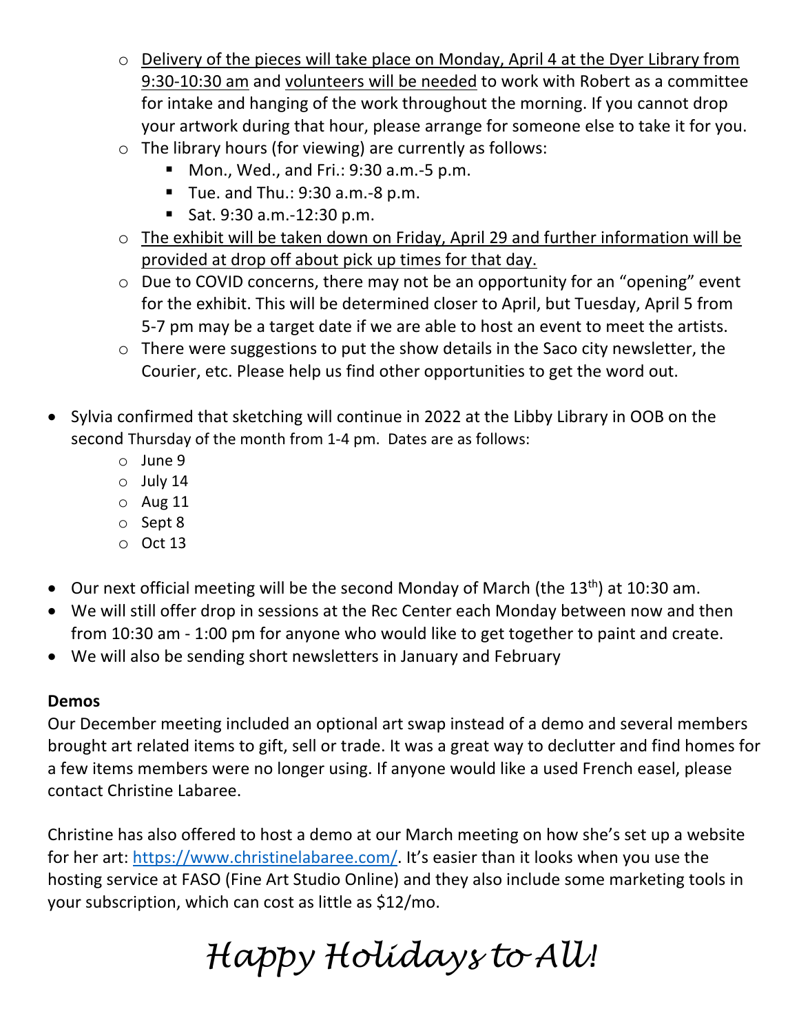- Delivery of the pieces will take place on Monday, April 4 at the Dyer Library from 9:30-10:30 am and volunteers will be needed to work with Robert as a committee for intake and hanging of the work throughout the morning. If you cannot drop your artwork during that hour, please arrange for someone else to take it for you.
  - The library hours (for viewing) are currently as follows:
    - Mon., Wed., and Fri.: 9:30 a.m.-5 p.m.
    - Tue. and Thu.: 9:30 a.m.-8 p.m.
    - Sat. 9:30 a.m.-12:30 p.m.
  - The exhibit will be taken down on Friday, April 29 and further information will be provided at drop off about pick up times for that day.
  - Due to COVID concerns, there may not be an opportunity for an "opening" event for the exhibit. This will be determined closer to April, but Tuesday, April 5 from 5-7 pm may be a target date if we are able to host an event to meet the artists.
  - There were suggestions to put the show details in the Saco city newsletter, the Courier, etc. Please help us find other opportunities to get the word out.

- Sylvia confirmed that sketching will continue in 2022 at the Libby Library in OOB on the second Thursday of the month from 1-4 pm. Dates are as follows:
  - June 9
  - July 14
  - Aug 11
  - Sept 8
  - Oct 13

- Our next official meeting will be the second Monday of March (the 13th) at 10:30 am.
- We will still offer drop in sessions at the Rec Center each Monday between now and then from 10:30 am - 1:00 pm for anyone who would like to get together to paint and create.
- We will also be sending short newsletters in January and February

**Demos**

Our December meeting included an optional art swap instead of a demo and several members brought art related items to gift, sell or trade. It was a great way to declutter and find homes for a few items members were no longer using. If anyone would like a used French easel, please contact Christine Labaree.

Christine has also offered to host a demo at our March meeting on how she's set up a website for her art: https://www.christinelabaree.com/. It's easier than it looks when you use the hosting service at FASO (Fine Art Studio Online) and they also include some marketing tools in your subscription, which can cost as little as $12/mo.

*Happy Holidays to All!*